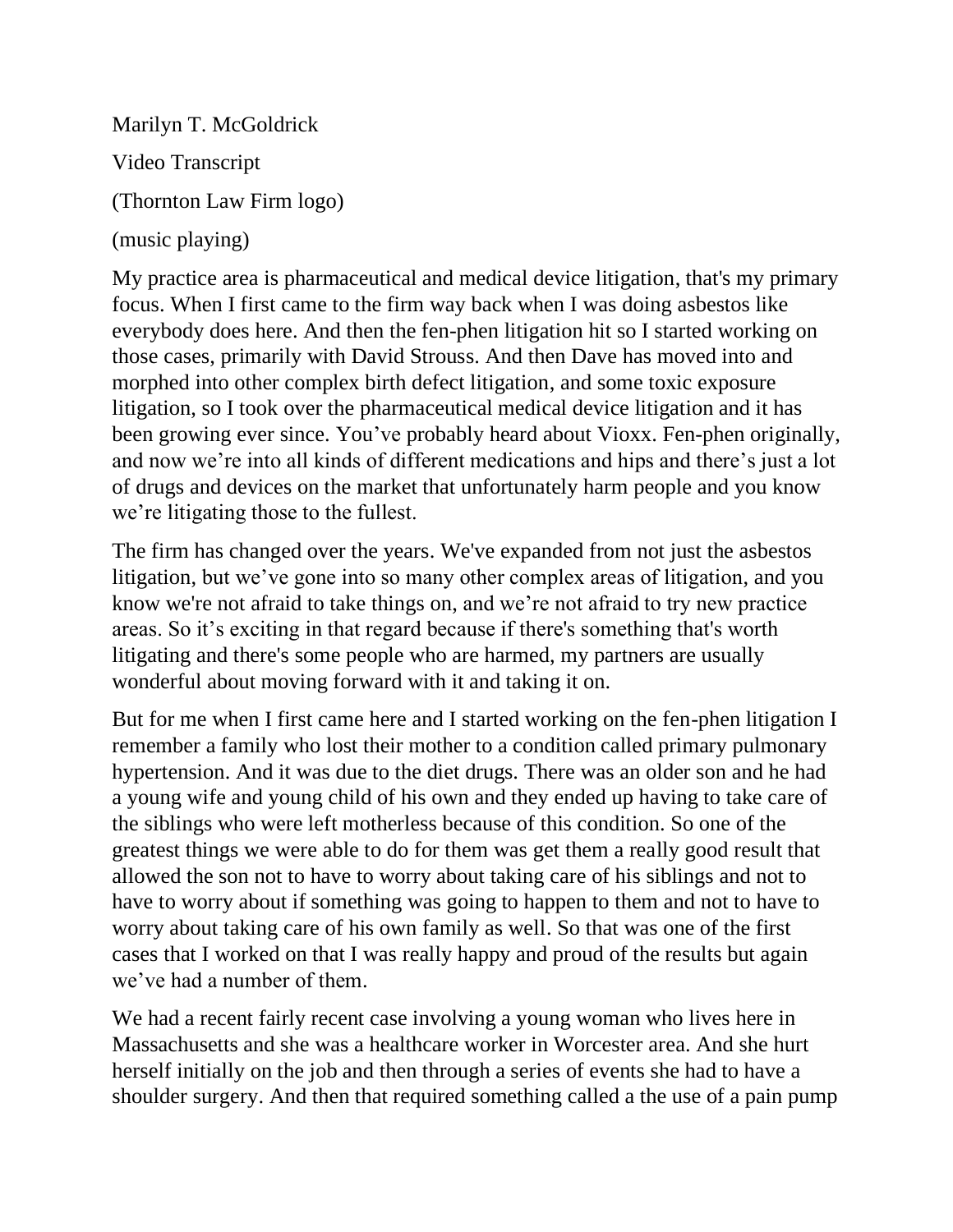Marilyn T. McGoldrick

Video Transcript

(Thornton Law Firm logo)

(music playing)

My practice area is pharmaceutical and medical device litigation, that's my primary focus. When I first came to the firm way back when I was doing asbestos like everybody does here. And then the fen-phen litigation hit so I started working on those cases, primarily with David Strouss. And then Dave has moved into and morphed into other complex birth defect litigation, and some toxic exposure litigation, so I took over the pharmaceutical medical device litigation and it has been growing ever since. You've probably heard about Vioxx. Fen-phen originally, and now we're into all kinds of different medications and hips and there's just a lot of drugs and devices on the market that unfortunately harm people and you know we're litigating those to the fullest.

The firm has changed over the years. We've expanded from not just the asbestos litigation, but we've gone into so many other complex areas of litigation, and you know we're not afraid to take things on, and we're not afraid to try new practice areas. So it's exciting in that regard because if there's something that's worth litigating and there's some people who are harmed, my partners are usually wonderful about moving forward with it and taking it on.

But for me when I first came here and I started working on the fen-phen litigation I remember a family who lost their mother to a condition called primary pulmonary hypertension. And it was due to the diet drugs. There was an older son and he had a young wife and young child of his own and they ended up having to take care of the siblings who were left motherless because of this condition. So one of the greatest things we were able to do for them was get them a really good result that allowed the son not to have to worry about taking care of his siblings and not to have to worry about if something was going to happen to them and not to have to worry about taking care of his own family as well. So that was one of the first cases that I worked on that I was really happy and proud of the results but again we've had a number of them.

We had a recent fairly recent case involving a young woman who lives here in Massachusetts and she was a healthcare worker in Worcester area. And she hurt herself initially on the job and then through a series of events she had to have a shoulder surgery. And then that required something called a the use of a pain pump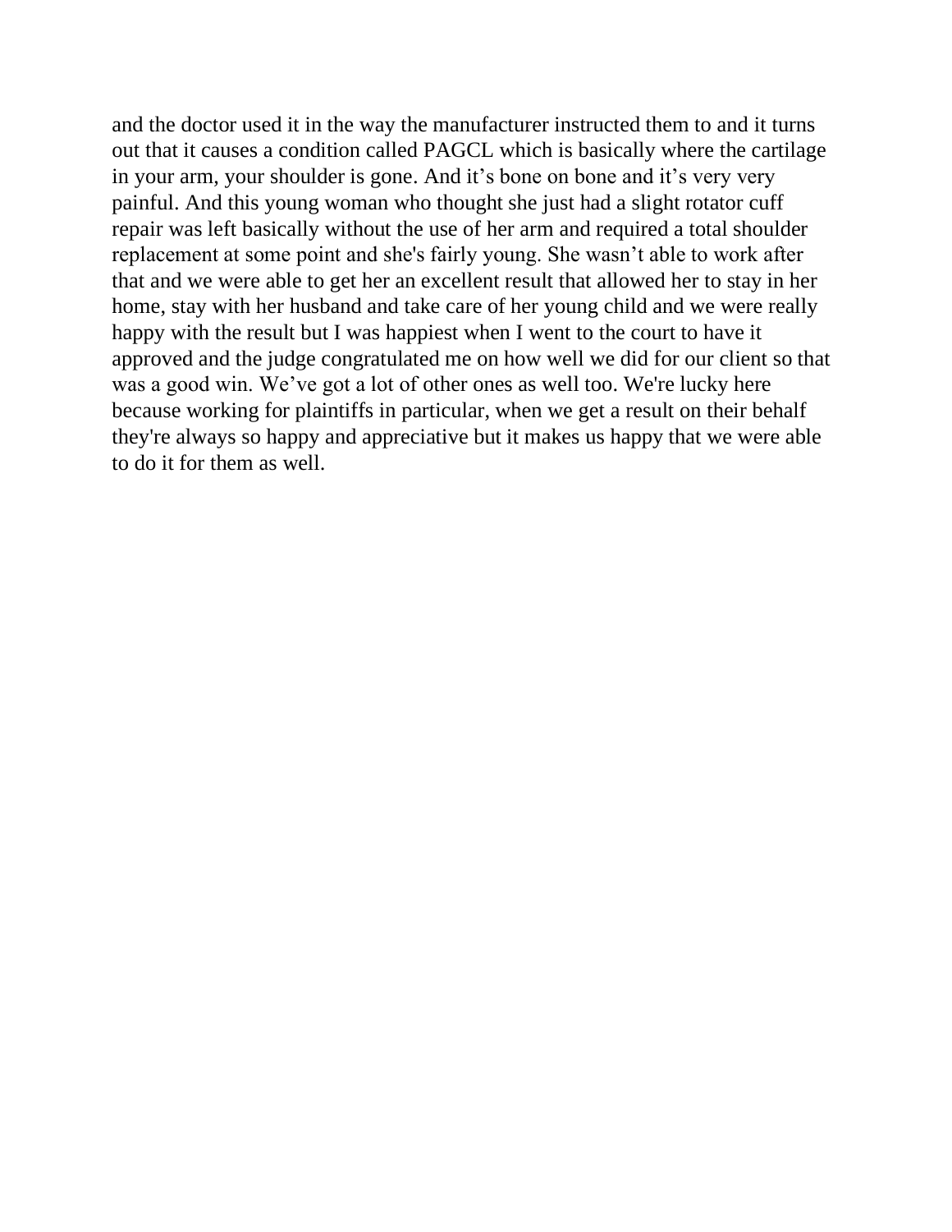and the doctor used it in the way the manufacturer instructed them to and it turns out that it causes a condition called PAGCL which is basically where the cartilage in your arm, your shoulder is gone. And it’s bone on bone and it’s very very painful. And this young woman who thought she just had a slight rotator cuff repair was left basically without the use of her arm and required a total shoulder replacement at some point and she's fairly young. She wasn’t able to work after that and we were able to get her an excellent result that allowed her to stay in her home, stay with her husband and take care of her young child and we were really happy with the result but I was happiest when I went to the court to have it approved and the judge congratulated me on how well we did for our client so that was a good win. We’ve got a lot of other ones as well too. We're lucky here because working for plaintiffs in particular, when we get a result on their behalf they're always so happy and appreciative but it makes us happy that we were able to do it for them as well.